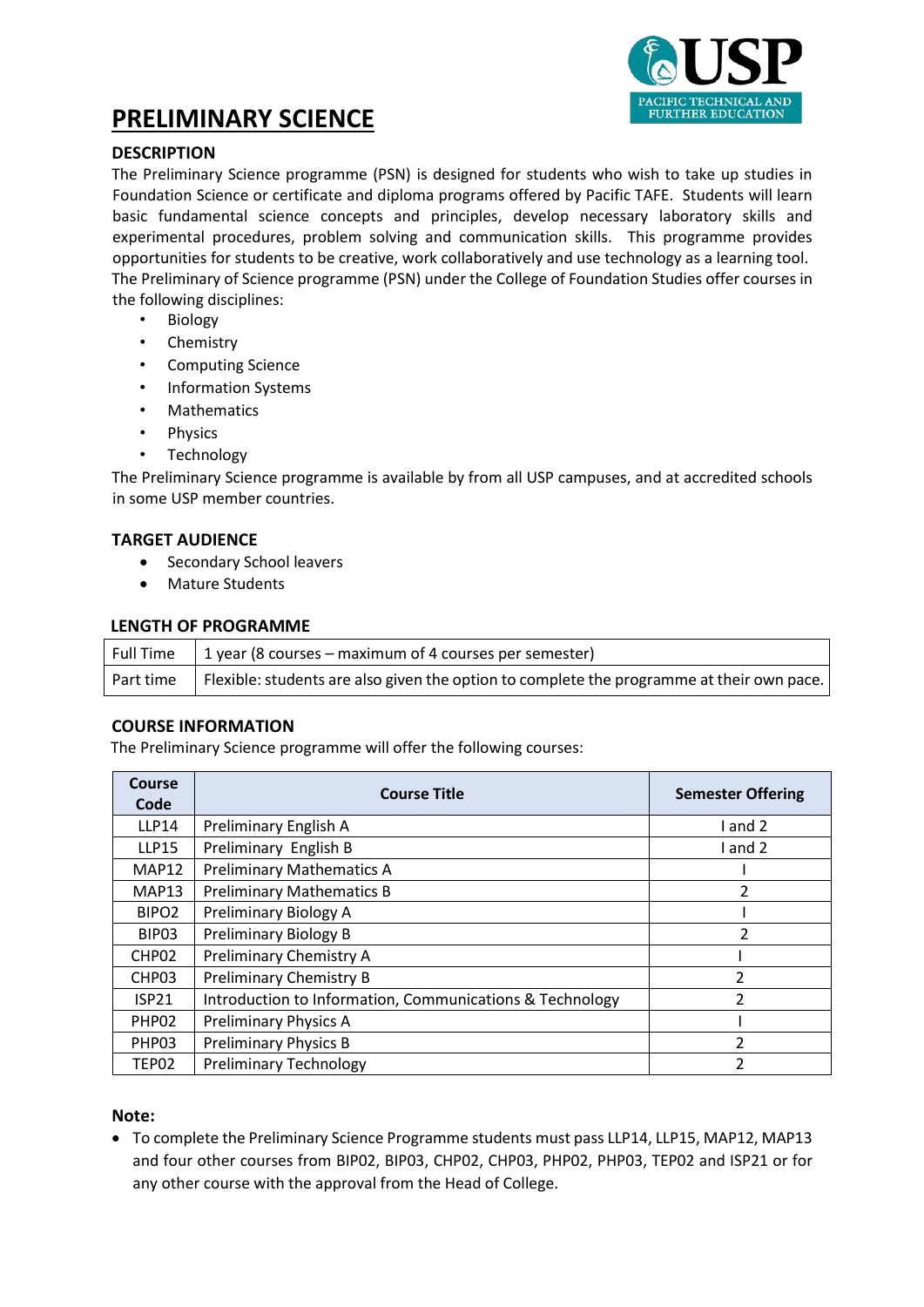# PRELIMINARY SCIENCE

## DESCRIPTION

The Preliminary Science programme (PSN) is designed for students who wish to take up studies in Foundation Science or certificate and diploma programs offered by Pacific TAFE. Students will learn basic fundamental science concepts and principles, develop necessary laboratory skills and experimental procedures, problem solving and communication skills. This programme provides opportunities for students to be creative, work collaboratively and use technology as a learning tool. The Preliminary of Science programme (PSN) under the College of Foundation Studies offer courses in the following disciplines:

- Biology
- Chemistry
- Computing Science
- Information Systems
- Mathematics
- Physics
- Technology

The Preliminary Science programme is available by from all USP campuses, and at accredited schools in some USP member countries.

## TARGET AUDIENCE

- Secondary School leavers
- Mature Students

## LENGTH OF PROGRAMME

| | |
|---|---|
| Full Time | 1 year (8 courses – maximum of 4 courses per semester) |
| Part time | Flexible: students are also given the option to complete the programme at their own pace. |

## COURSE INFORMATION

The Preliminary Science programme will offer the following courses:

| Course Code | Course Title | Semester Offering |
|---|---|---|
| LLP14 | Preliminary English A | I and 2 |
| LLP15 | Preliminary English B | I and 2 |
| MAP12 | Preliminary Mathematics A | I |
| MAP13 | Preliminary Mathematics B | 2 |
| BIPO2 | Preliminary Biology A | I |
| BIP03 | Preliminary Biology B | 2 |
| CHP02 | Preliminary Chemistry A | I |
| CHP03 | Preliminary Chemistry B | 2 |
| ISP21 | Introduction to Information, Communications & Technology | 2 |
| PHP02 | Preliminary Physics A | I |
| PHP03 | Preliminary Physics B | 2 |
| TEP02 | Preliminary Technology | 2 |

**Note:**

- To complete the Preliminary Science Programme students must pass LLP14, LLP15, MAP12, MAP13 and four other courses from BIP02, BIP03, CHP02, CHP03, PHP02, PHP03, TEP02 and ISP21 or for any other course with the approval from the Head of College.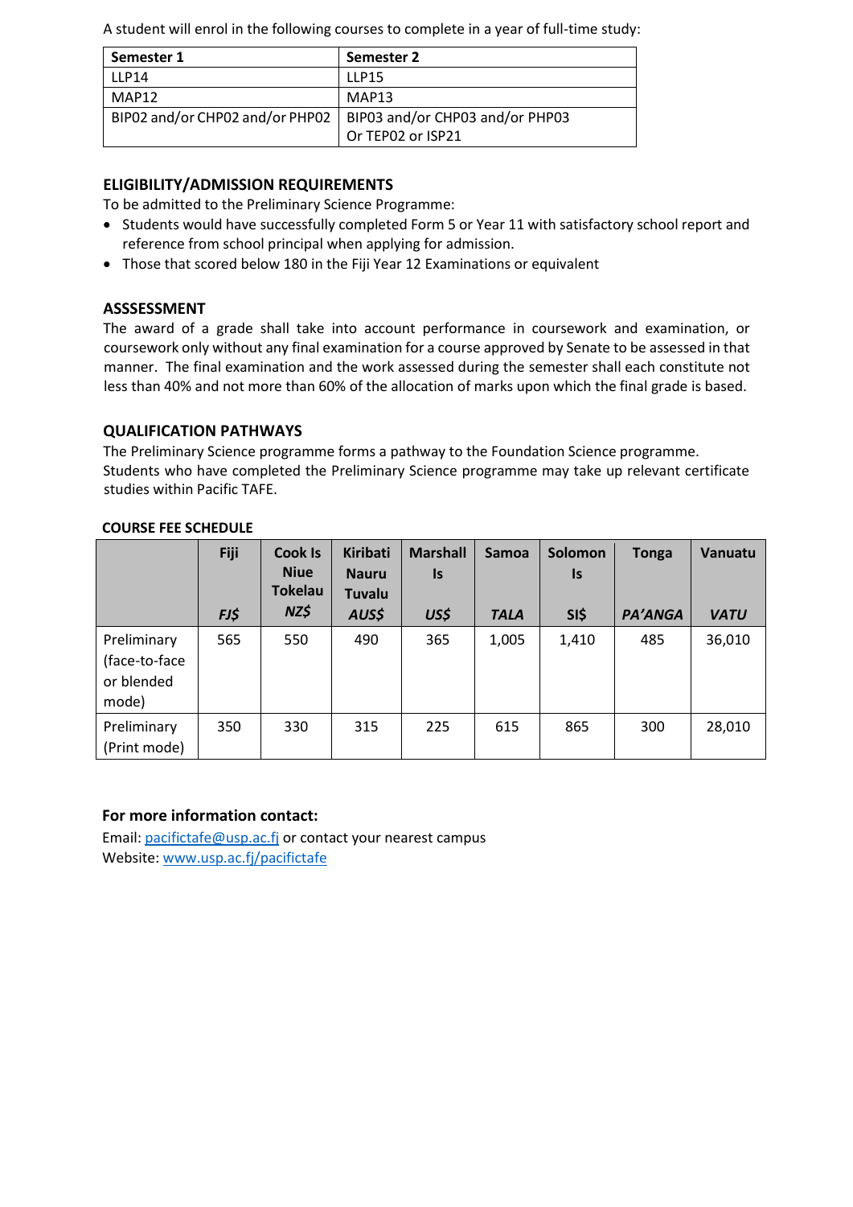A student will enrol in the following courses to complete in a year of full-time study:

| Semester 1 | Semester 2 |
|---|---|
| LLP14 | LLP15 |
| MAP12 | MAP13 |
| BIP02 and/or CHP02 and/or PHP02 | BIP03 and/or CHP03 and/or PHP03<br>Or TEP02 or ISP21 |

## ELIGIBILITY/ADMISSION REQUIREMENTS

To be admitted to the Preliminary Science Programme:

- Students would have successfully completed Form 5 or Year 11 with satisfactory school report and reference from school principal when applying for admission.
- Those that scored below 180 in the Fiji Year 12 Examinations or equivalent

## ASSSESSMENT

The award of a grade shall take into account performance in coursework and examination, or coursework only without any final examination for a course approved by Senate to be assessed in that manner. The final examination and the work assessed during the semester shall each constitute not less than 40% and not more than 60% of the allocation of marks upon which the final grade is based.

## QUALIFICATION PATHWAYS

The Preliminary Science programme forms a pathway to the Foundation Science programme.
Students who have completed the Preliminary Science programme may take up relevant certificate studies within Pacific TAFE.

### COURSE FEE SCHEDULE

| | Fiji<br>*FJ$* | Cook Is Niue Tokelau<br>*NZ$* | Kiribati Nauru Tuvalu<br>*AUS$* | Marshall Is<br>*US$* | Samoa<br>*TALA* | Solomon Is<br>*SI$* | Tonga<br>*PA'ANGA* | Vanuatu<br>*VATU* |
|---|---|---|---|---|---|---|---|---|
| Preliminary (face-to-face or blended mode) | 565 | 550 | 490 | 365 | 1,005 | 1,410 | 485 | 36,010 |
| Preliminary (Print mode) | 350 | 330 | 315 | 225 | 615 | 865 | 300 | 28,010 |

### For more information contact:

Email: pacifictafe@usp.ac.fj or contact your nearest campus
Website: www.usp.ac.fj/pacifictafe